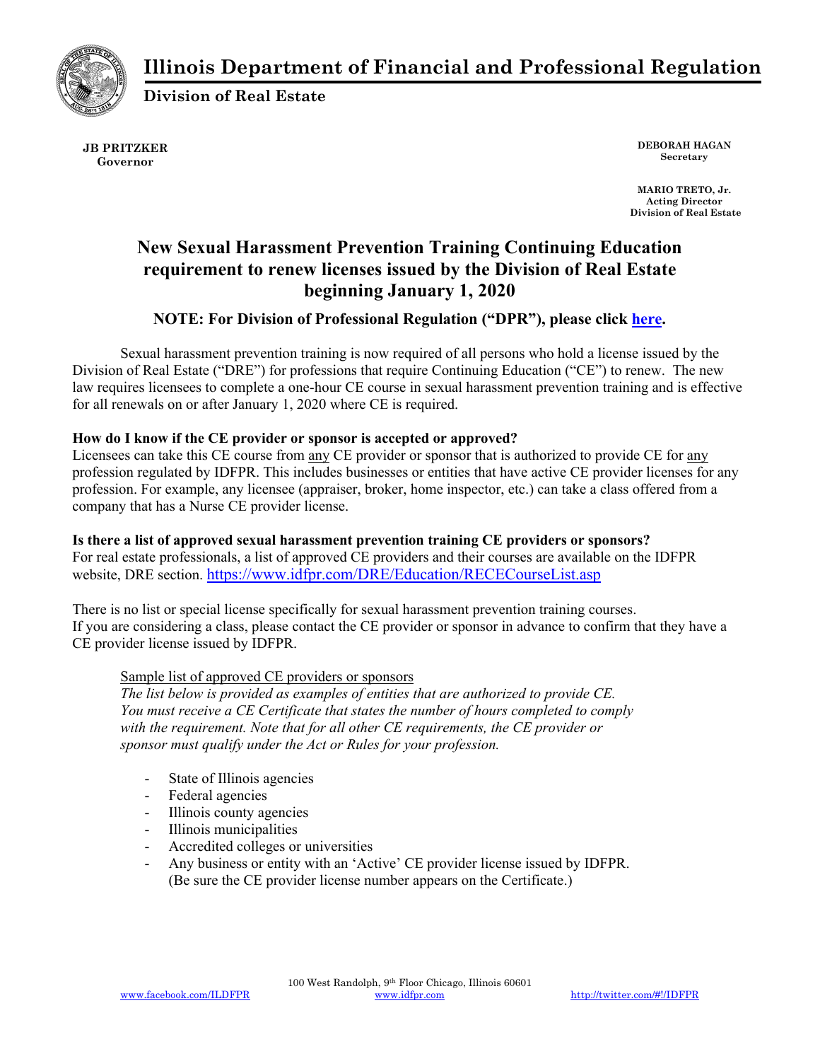# Illinois Department of Financial and Professional Regulation

## Division of Real Estate

**JB PRITZKER**
**Governor**

**DEBORAH HAGAN**
**Secretary**

**MARIO TRETO, Jr.**
**Acting Director**
**Division of Real Estate**

## New Sexual Harassment Prevention Training Continuing Education requirement to renew licenses issued by the Division of Real Estate beginning January 1, 2020

### NOTE: For Division of Professional Regulation ("DPR"), please click here.

Sexual harassment prevention training is now required of all persons who hold a license issued by the Division of Real Estate ("DRE") for professions that require Continuing Education ("CE") to renew. The new law requires licensees to complete a one-hour CE course in sexual harassment prevention training and is effective for all renewals on or after January 1, 2020 where CE is required.

**How do I know if the CE provider or sponsor is accepted or approved?**
Licensees can take this CE course from any CE provider or sponsor that is authorized to provide CE for any profession regulated by IDFPR. This includes businesses or entities that have active CE provider licenses for any profession. For example, any licensee (appraiser, broker, home inspector, etc.) can take a class offered from a company that has a Nurse CE provider license.

**Is there a list of approved sexual harassment prevention training CE providers or sponsors?**
For real estate professionals, a list of approved CE providers and their courses are available on the IDFPR website, DRE section. https://www.idfpr.com/DRE/Education/RECECourseList.asp

There is no list or special license specifically for sexual harassment prevention training courses.
If you are considering a class, please contact the CE provider or sponsor in advance to confirm that they have a CE provider license issued by IDFPR.

Sample list of approved CE providers or sponsors
*The list below is provided as examples of entities that are authorized to provide CE. You must receive a CE Certificate that states the number of hours completed to comply with the requirement. Note that for all other CE requirements, the CE provider or sponsor must qualify under the Act or Rules for your profession.*

- State of Illinois agencies
- Federal agencies
- Illinois county agencies
- Illinois municipalities
- Accredited colleges or universities
- Any business or entity with an 'Active' CE provider license issued by IDFPR. (Be sure the CE provider license number appears on the Certificate.)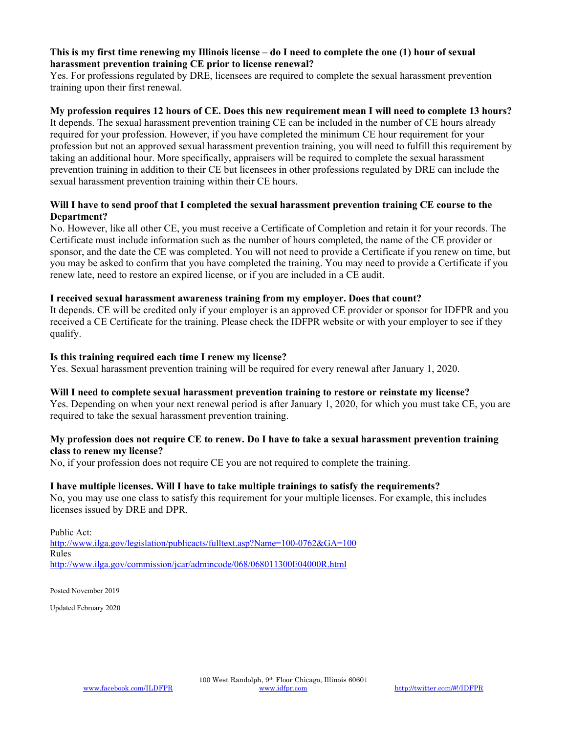**This is my first time renewing my Illinois license – do I need to complete the one (1) hour of sexual harassment prevention training CE prior to license renewal?**

Yes. For professions regulated by DRE, licensees are required to complete the sexual harassment prevention training upon their first renewal.

**My profession requires 12 hours of CE. Does this new requirement mean I will need to complete 13 hours?**

It depends. The sexual harassment prevention training CE can be included in the number of CE hours already required for your profession. However, if you have completed the minimum CE hour requirement for your profession but not an approved sexual harassment prevention training, you will need to fulfill this requirement by taking an additional hour. More specifically, appraisers will be required to complete the sexual harassment prevention training in addition to their CE but licensees in other professions regulated by DRE can include the sexual harassment prevention training within their CE hours.

**Will I have to send proof that I completed the sexual harassment prevention training CE course to the Department?**

No. However, like all other CE, you must receive a Certificate of Completion and retain it for your records. The Certificate must include information such as the number of hours completed, the name of the CE provider or sponsor, and the date the CE was completed. You will not need to provide a Certificate if you renew on time, but you may be asked to confirm that you have completed the training. You may need to provide a Certificate if you renew late, need to restore an expired license, or if you are included in a CE audit.

**I received sexual harassment awareness training from my employer. Does that count?**

It depends. CE will be credited only if your employer is an approved CE provider or sponsor for IDFPR and you received a CE Certificate for the training. Please check the IDFPR website or with your employer to see if they qualify.

**Is this training required each time I renew my license?**

Yes. Sexual harassment prevention training will be required for every renewal after January 1, 2020.

**Will I need to complete sexual harassment prevention training to restore or reinstate my license?**

Yes. Depending on when your next renewal period is after January 1, 2020, for which you must take CE, you are required to take the sexual harassment prevention training.

**My profession does not require CE to renew. Do I have to take a sexual harassment prevention training class to renew my license?**

No, if your profession does not require CE you are not required to complete the training.

**I have multiple licenses. Will I have to take multiple trainings to satisfy the requirements?**

No, you may use one class to satisfy this requirement for your multiple licenses. For example, this includes licenses issued by DRE and DPR.

Public Act:
http://www.ilga.gov/legislation/publicacts/fulltext.asp?Name=100-0762&GA=100
Rules
http://www.ilga.gov/commission/jcar/admincode/068/068011300E04000R.html

Posted November 2019

Updated February 2020